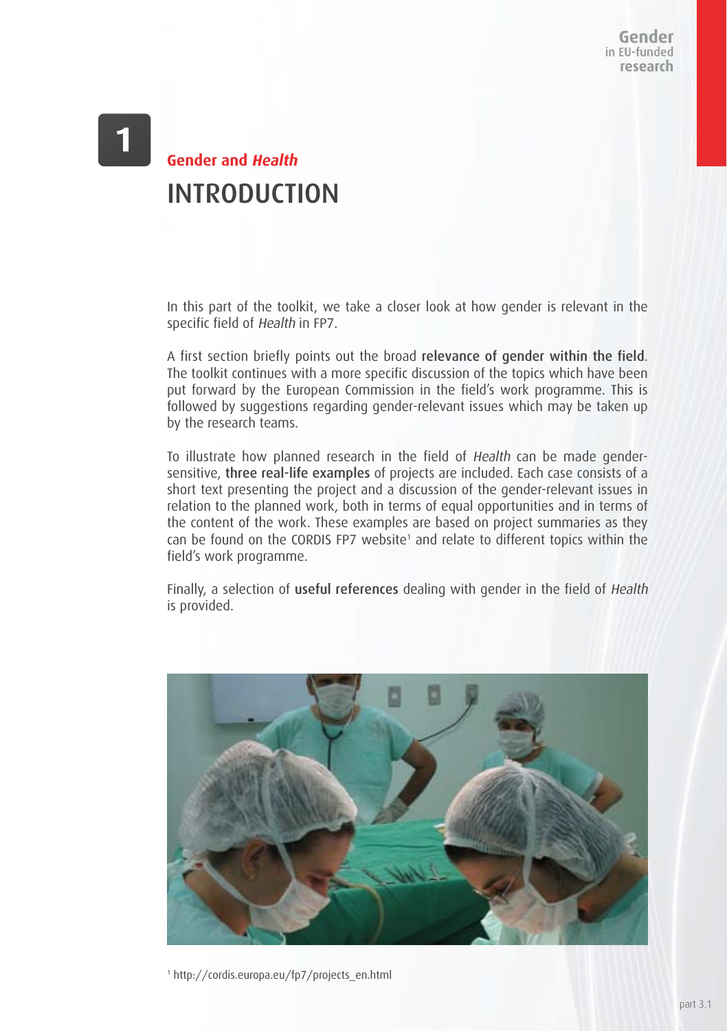# 1

## Gender and *Health*

# INTRODUCTION

In this part of the toolkit, we take a closer look at how gender is relevant in the specific field of *Health* in FP7.

A first section briefly points out the broad **relevance of gender within the field**. The toolkit continues with a more specific discussion of the topics which have been put forward by the European Commission in the field's work programme. This is followed by suggestions regarding gender-relevant issues which may be taken up by the research teams.

To illustrate how planned research in the field of *Health* can be made gender-sensitive, **three real-life examples** of projects are included. Each case consists of a short text presenting the project and a discussion of the gender-relevant issues in relation to the planned work, both in terms of equal opportunities and in terms of the content of the work. These examples are based on project summaries as they can be found on the CORDIS FP7 website[1] and relate to different topics within the field's work programme.

Finally, a selection of **useful references** dealing with gender in the field of *Health* is provided.

[1] http://cordis.europa.eu/fp7/projects_en.html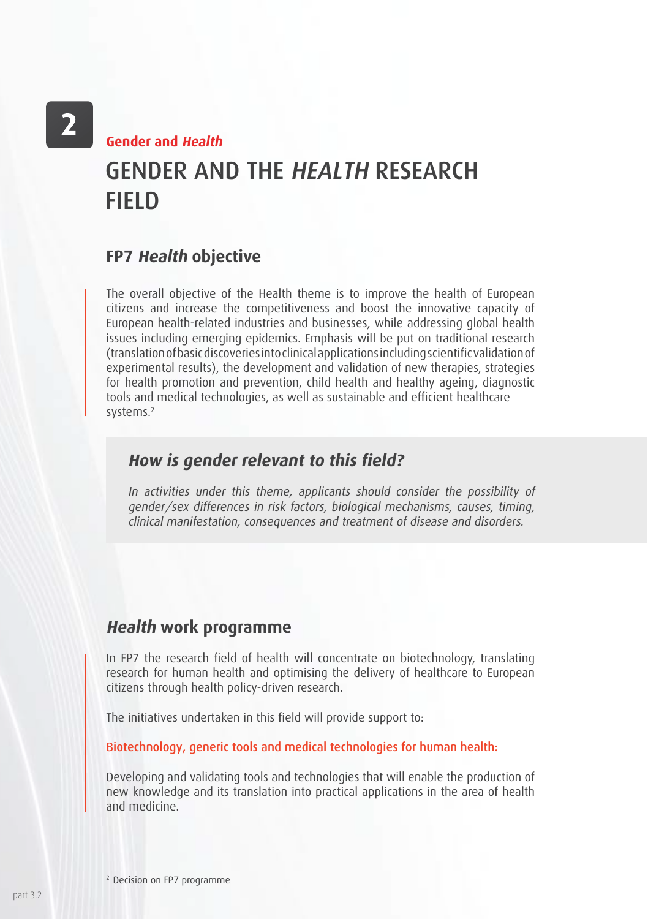**2**

**Gender and *Health***

# GENDER AND THE *HEALTH* RESEARCH FIELD

## FP7 *Health* objective

The overall objective of the Health theme is to improve the health of European citizens and increase the competitiveness and boost the innovative capacity of European health-related industries and businesses, while addressing global health issues including emerging epidemics. Emphasis will be put on traditional research (translation of basic discoveries into clinical applications including scientific validation of experimental results), the development and validation of new therapies, strategies for health promotion and prevention, child health and healthy ageing, diagnostic tools and medical technologies, as well as sustainable and efficient healthcare systems.[2]

### *How is gender relevant to this field?*

*In activities under this theme, applicants should consider the possibility of gender/sex differences in risk factors, biological mechanisms, causes, timing, clinical manifestation, consequences and treatment of disease and disorders.*

## *Health* work programme

In FP7 the research field of health will concentrate on biotechnology, translating research for human health and optimising the delivery of healthcare to European citizens through health policy-driven research.

The initiatives undertaken in this field will provide support to:

Biotechnology, generic tools and medical technologies for human health:

Developing and validating tools and technologies that will enable the production of new knowledge and its translation into practical applications in the area of health and medicine.

[2] Decision on FP7 programme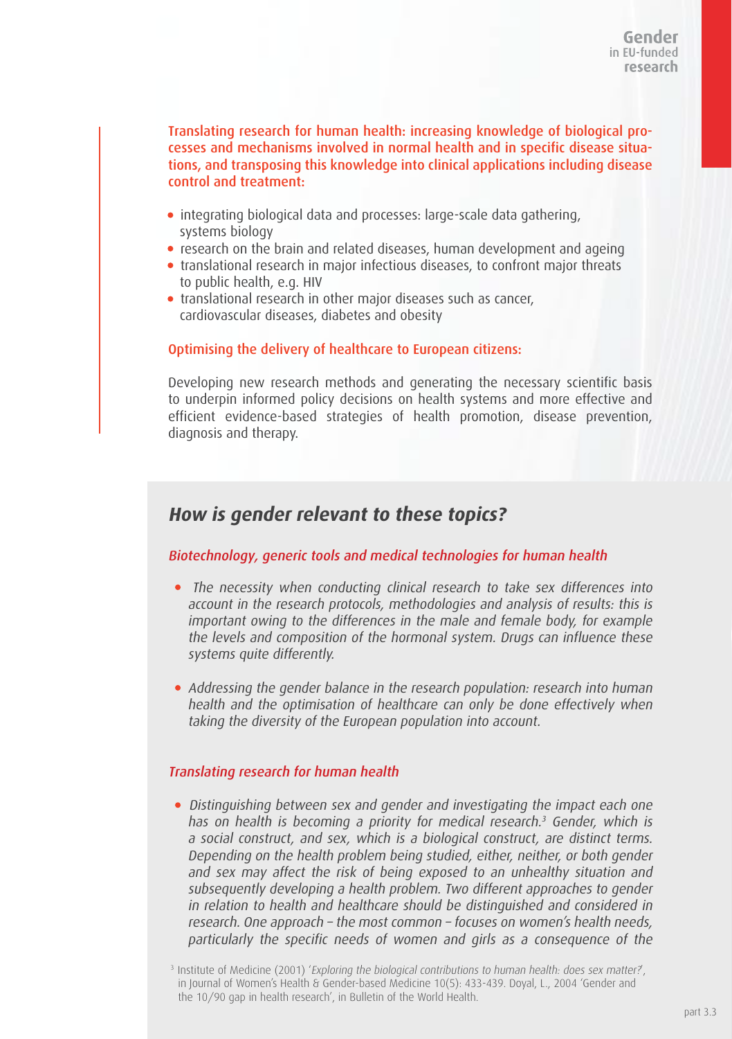**Translating research for human health: increasing knowledge of biological processes and mechanisms involved in normal health and in specific disease situations, and transposing this knowledge into clinical applications including disease control and treatment:**

- integrating biological data and processes: large-scale data gathering, systems biology
- research on the brain and related diseases, human development and ageing
- translational research in major infectious diseases, to confront major threats to public health, e.g. HIV
- translational research in other major diseases such as cancer, cardiovascular diseases, diabetes and obesity

**Optimising the delivery of healthcare to European citizens:**

Developing new research methods and generating the necessary scientific basis to underpin informed policy decisions on health systems and more effective and efficient evidence-based strategies of health promotion, disease prevention, diagnosis and therapy.

## *How is gender relevant to these topics?*

### *Biotechnology, generic tools and medical technologies for human health*

- *The necessity when conducting clinical research to take sex differences into account in the research protocols, methodologies and analysis of results: this is important owing to the differences in the male and female body, for example the levels and composition of the hormonal system. Drugs can influence these systems quite differently.*

- *Addressing the gender balance in the research population: research into human health and the optimisation of healthcare can only be done effectively when taking the diversity of the European population into account.*

### *Translating research for human health*

- *Distinguishing between sex and gender and investigating the impact each one has on health is becoming a priority for medical research.[3] Gender, which is a social construct, and sex, which is a biological construct, are distinct terms. Depending on the health problem being studied, either, neither, or both gender and sex may affect the risk of being exposed to an unhealthy situation and subsequently developing a health problem. Two different approaches to gender in relation to health and healthcare should be distinguished and considered in research. One approach – the most common – focuses on women's health needs, particularly the specific needs of women and girls as a consequence of the*

[3] Institute of Medicine (2001) '*Exploring the biological contributions to human health: does sex matter?*', in Journal of Women's Health & Gender-based Medicine 10(5): 433-439. Doyal, L., 2004 'Gender and the 10/90 gap in health research', in Bulletin of the World Health.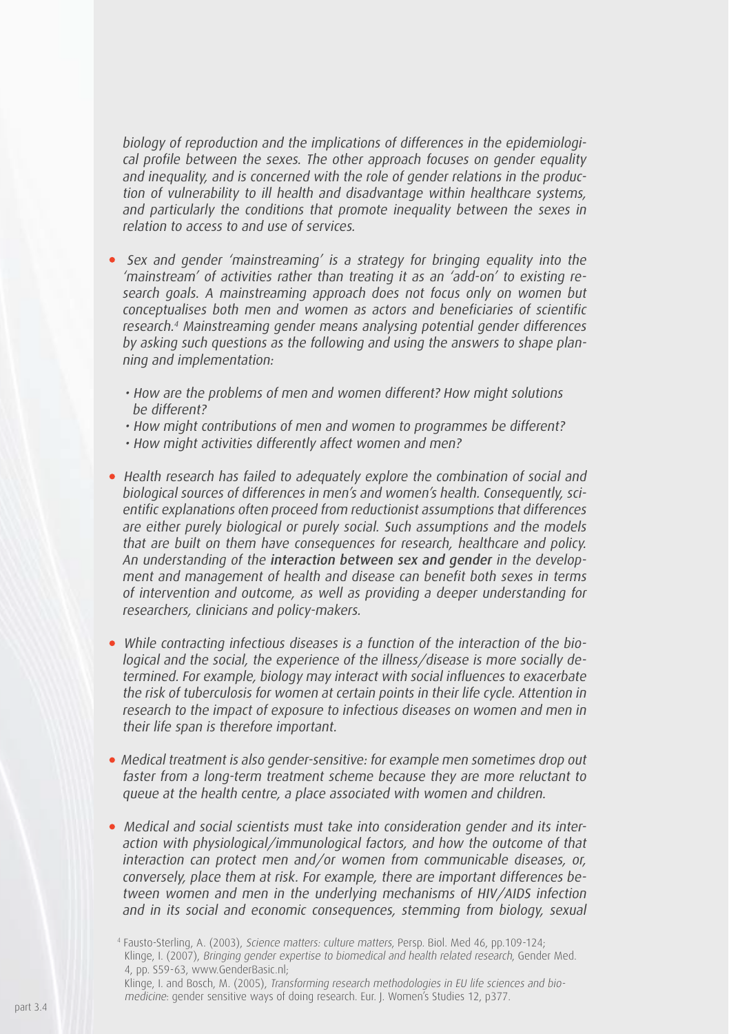*biology of reproduction and the implications of differences in the epidemiological profile between the sexes. The other approach focuses on gender equality and inequality, and is concerned with the role of gender relations in the production of vulnerability to ill health and disadvantage within healthcare systems, and particularly the conditions that promote inequality between the sexes in relation to access to and use of services.*

- *Sex and gender 'mainstreaming' is a strategy for bringing equality into the 'mainstream' of activities rather than treating it as an 'add-on' to existing research goals. A mainstreaming approach does not focus only on women but conceptualises both men and women as actors and beneficiaries of scientific research.*[4] *Mainstreaming gender means analysing potential gender differences by asking such questions as the following and using the answers to shape planning and implementation:*
  - *How are the problems of men and women different? How might solutions be different?*
  - *How might contributions of men and women to programmes be different?*
  - *How might activities differently affect women and men?*

- *Health research has failed to adequately explore the combination of social and biological sources of differences in men's and women's health. Consequently, scientific explanations often proceed from reductionist assumptions that differences are either purely biological or purely social. Such assumptions and the models that are built on them have consequences for research, healthcare and policy. An understanding of the* interaction between sex and gender *in the development and management of health and disease can benefit both sexes in terms of intervention and outcome, as well as providing a deeper understanding for researchers, clinicians and policy-makers.*

- *While contracting infectious diseases is a function of the interaction of the biological and the social, the experience of the illness/disease is more socially determined. For example, biology may interact with social influences to exacerbate the risk of tuberculosis for women at certain points in their life cycle. Attention in research to the impact of exposure to infectious diseases on women and men in their life span is therefore important.*

- *Medical treatment is also gender-sensitive: for example men sometimes drop out faster from a long-term treatment scheme because they are more reluctant to queue at the health centre, a place associated with women and children.*

- *Medical and social scientists must take into consideration gender and its interaction with physiological/immunological factors, and how the outcome of that interaction can protect men and/or women from communicable diseases, or, conversely, place them at risk. For example, there are important differences between women and men in the underlying mechanisms of HIV/AIDS infection and in its social and economic consequences, stemming from biology, sexual*

[4] Fausto-Sterling, A. (2003), *Science matters: culture matters*, Persp. Biol. Med 46, pp.109-124;
Klinge, I. (2007), *Bringing gender expertise to biomedical and health related research*, Gender Med. 4, pp. S59-63, www.GenderBasic.nl;
Klinge, I. and Bosch, M. (2005), *Transforming research methodologies in EU life sciences and biomedicine*: gender sensitive ways of doing research. Eur. J. Women's Studies 12, p377.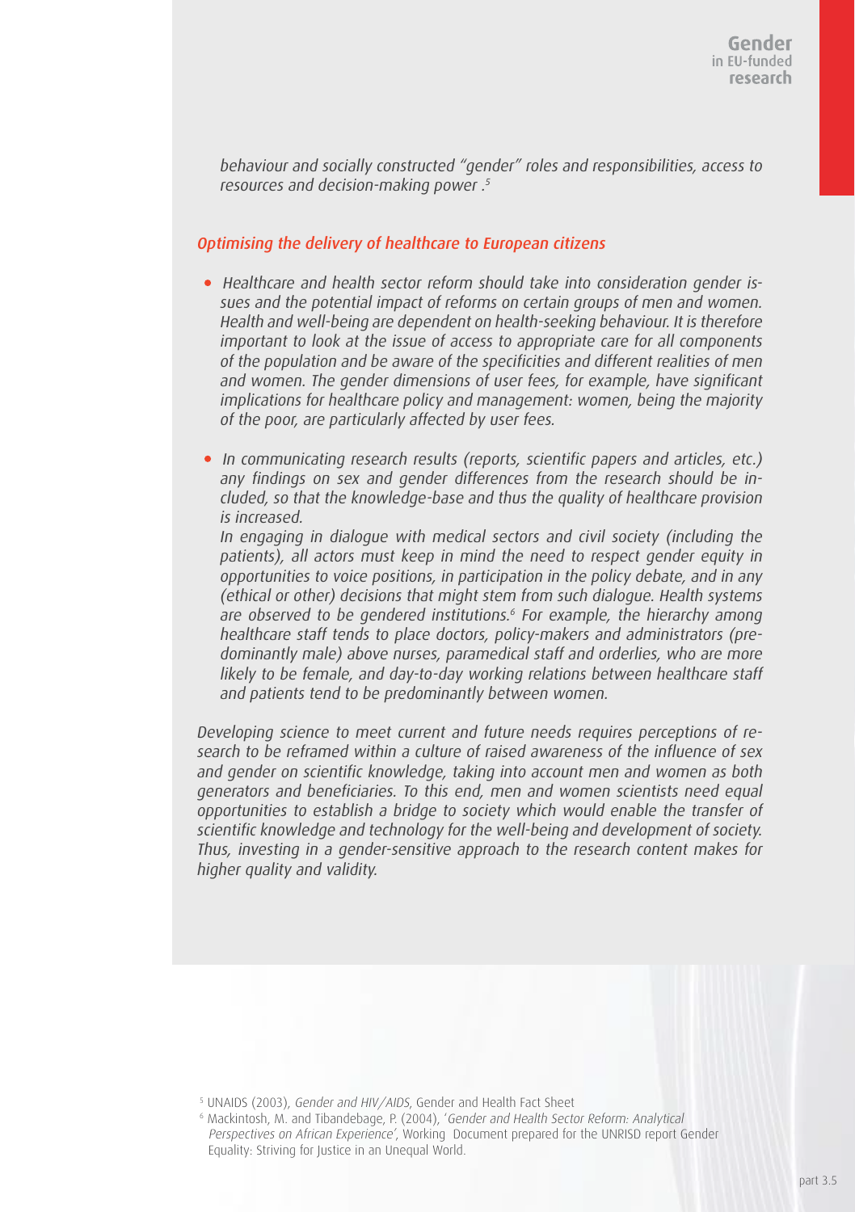*behaviour and socially constructed "gender" roles and responsibilities, access to resources and decision-making power .*[5]

### *Optimising the delivery of healthcare to European citizens*

- *Healthcare and health sector reform should take into consideration gender issues and the potential impact of reforms on certain groups of men and women. Health and well-being are dependent on health-seeking behaviour. It is therefore important to look at the issue of access to appropriate care for all components of the population and be aware of the specificities and different realities of men and women. The gender dimensions of user fees, for example, have significant implications for healthcare policy and management: women, being the majority of the poor, are particularly affected by user fees.*

- *In communicating research results (reports, scientific papers and articles, etc.) any findings on sex and gender differences from the research should be included, so that the knowledge-base and thus the quality of healthcare provision is increased.*
  *In engaging in dialogue with medical sectors and civil society (including the patients), all actors must keep in mind the need to respect gender equity in opportunities to voice positions, in participation in the policy debate, and in any (ethical or other) decisions that might stem from such dialogue. Health systems are observed to be gendered institutions.*[6] *For example, the hierarchy among healthcare staff tends to place doctors, policy-makers and administrators (predominantly male) above nurses, paramedical staff and orderlies, who are more likely to be female, and day-to-day working relations between healthcare staff and patients tend to be predominantly between women.*

*Developing science to meet current and future needs requires perceptions of research to be reframed within a culture of raised awareness of the influence of sex and gender on scientific knowledge, taking into account men and women as both generators and beneficiaries. To this end, men and women scientists need equal opportunities to establish a bridge to society which would enable the transfer of scientific knowledge and technology for the well-being and development of society. Thus, investing in a gender-sensitive approach to the research content makes for higher quality and validity.*

[5] UNAIDS (2003), *Gender and HIV/AIDS*, Gender and Health Fact Sheet

[6] Mackintosh, M. and Tibandebage, P. (2004), '*Gender and Health Sector Reform: Analytical Perspectives on African Experience*', Working Document prepared for the UNRISD report Gender Equality: Striving for Justice in an Unequal World.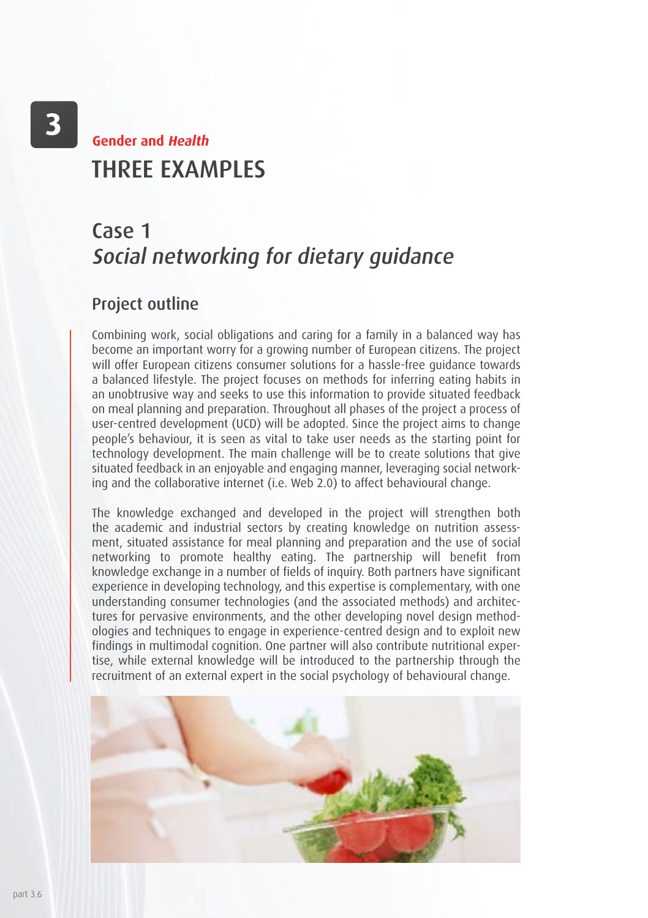3

**Gender and *Health***

# THREE EXAMPLES

## Case 1
## *Social networking for dietary guidance*

### Project outline

Combining work, social obligations and caring for a family in a balanced way has become an important worry for a growing number of European citizens. The project will offer European citizens consumer solutions for a hassle-free guidance towards a balanced lifestyle. The project focuses on methods for inferring eating habits in an unobtrusive way and seeks to use this information to provide situated feedback on meal planning and preparation. Throughout all phases of the project a process of user-centred development (UCD) will be adopted. Since the project aims to change people's behaviour, it is seen as vital to take user needs as the starting point for technology development. The main challenge will be to create solutions that give situated feedback in an enjoyable and engaging manner, leveraging social networking and the collaborative internet (i.e. Web 2.0) to affect behavioural change.

The knowledge exchanged and developed in the project will strengthen both the academic and industrial sectors by creating knowledge on nutrition assessment, situated assistance for meal planning and preparation and the use of social networking to promote healthy eating. The partnership will benefit from knowledge exchange in a number of fields of inquiry. Both partners have significant experience in developing technology, and this expertise is complementary, with one understanding consumer technologies (and the associated methods) and architectures for pervasive environments, and the other developing novel design methodologies and techniques to engage in experience-centred design and to exploit new findings in multimodal cognition. One partner will also contribute nutritional expertise, while external knowledge will be introduced to the partnership through the recruitment of an external expert in the social psychology of behavioural change.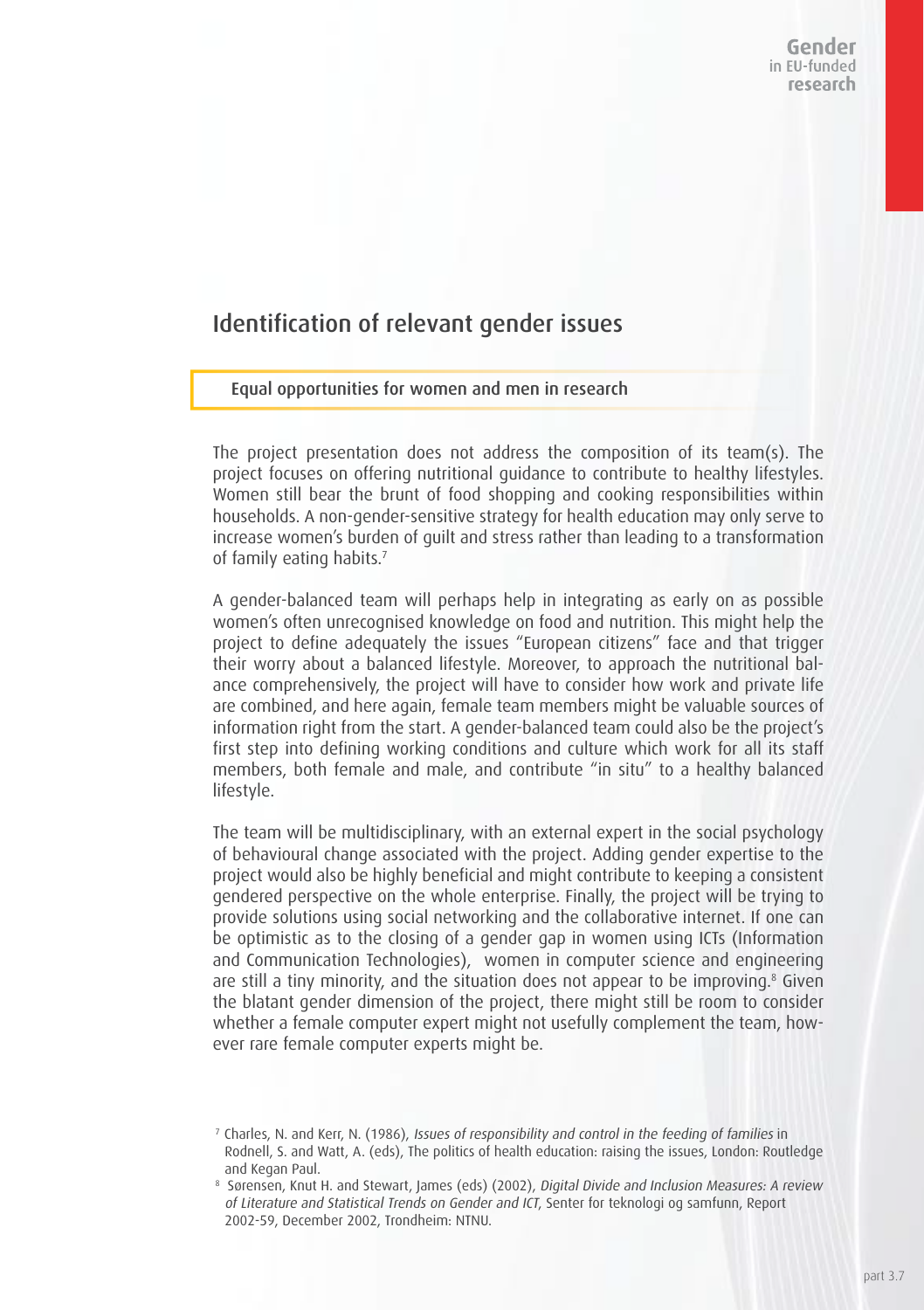## Identification of relevant gender issues

### Equal opportunities for women and men in research

The project presentation does not address the composition of its team(s). The project focuses on offering nutritional guidance to contribute to healthy lifestyles. Women still bear the brunt of food shopping and cooking responsibilities within households. A non-gender-sensitive strategy for health education may only serve to increase women's burden of guilt and stress rather than leading to a transformation of family eating habits.[7]

A gender-balanced team will perhaps help in integrating as early on as possible women's often unrecognised knowledge on food and nutrition. This might help the project to define adequately the issues "European citizens" face and that trigger their worry about a balanced lifestyle. Moreover, to approach the nutritional balance comprehensively, the project will have to consider how work and private life are combined, and here again, female team members might be valuable sources of information right from the start. A gender-balanced team could also be the project's first step into defining working conditions and culture which work for all its staff members, both female and male, and contribute "in situ" to a healthy balanced lifestyle.

The team will be multidisciplinary, with an external expert in the social psychology of behavioural change associated with the project. Adding gender expertise to the project would also be highly beneficial and might contribute to keeping a consistent gendered perspective on the whole enterprise. Finally, the project will be trying to provide solutions using social networking and the collaborative internet. If one can be optimistic as to the closing of a gender gap in women using ICTs (Information and Communication Technologies), women in computer science and engineering are still a tiny minority, and the situation does not appear to be improving.[8] Given the blatant gender dimension of the project, there might still be room to consider whether a female computer expert might not usefully complement the team, however rare female computer experts might be.

[7] Charles, N. and Kerr, N. (1986), *Issues of responsibility and control in the feeding of families* in Rodnell, S. and Watt, A. (eds), The politics of health education: raising the issues, London: Routledge and Kegan Paul.

[8] Sørensen, Knut H. and Stewart, James (eds) (2002), *Digital Divide and Inclusion Measures: A review of Literature and Statistical Trends on Gender and ICT*, Senter for teknologi og samfunn, Report 2002-59, December 2002, Trondheim: NTNU.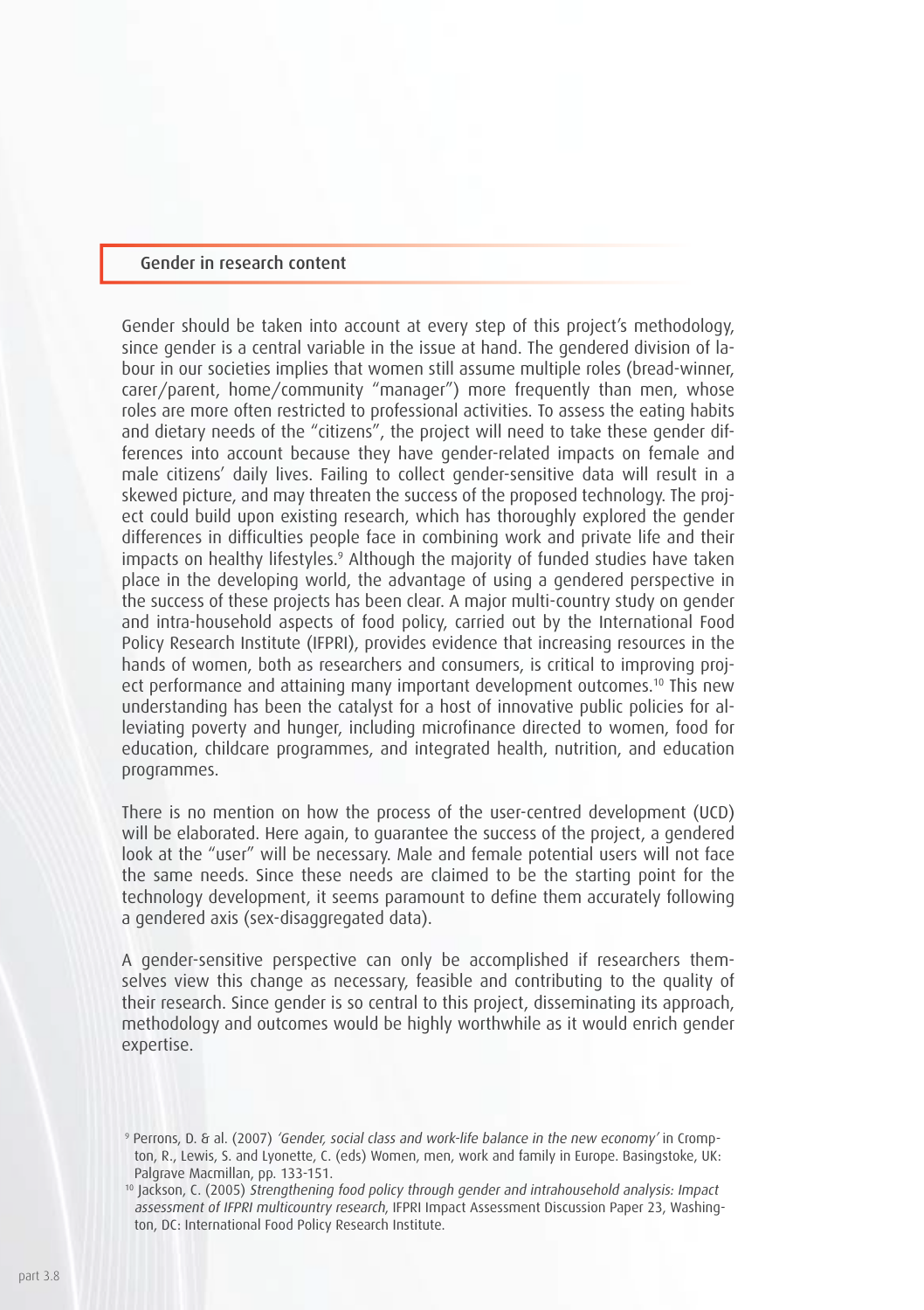## Gender in research content

Gender should be taken into account at every step of this project's methodology, since gender is a central variable in the issue at hand. The gendered division of labour in our societies implies that women still assume multiple roles (bread-winner, carer/parent, home/community "manager") more frequently than men, whose roles are more often restricted to professional activities. To assess the eating habits and dietary needs of the "citizens", the project will need to take these gender differences into account because they have gender-related impacts on female and male citizens' daily lives. Failing to collect gender-sensitive data will result in a skewed picture, and may threaten the success of the proposed technology. The project could build upon existing research, which has thoroughly explored the gender differences in difficulties people face in combining work and private life and their impacts on healthy lifestyles.[9] Although the majority of funded studies have taken place in the developing world, the advantage of using a gendered perspective in the success of these projects has been clear. A major multi-country study on gender and intra-household aspects of food policy, carried out by the International Food Policy Research Institute (IFPRI), provides evidence that increasing resources in the hands of women, both as researchers and consumers, is critical to improving project performance and attaining many important development outcomes.[10] This new understanding has been the catalyst for a host of innovative public policies for alleviating poverty and hunger, including microfinance directed to women, food for education, childcare programmes, and integrated health, nutrition, and education programmes.

There is no mention on how the process of the user-centred development (UCD) will be elaborated. Here again, to guarantee the success of the project, a gendered look at the "user" will be necessary. Male and female potential users will not face the same needs. Since these needs are claimed to be the starting point for the technology development, it seems paramount to define them accurately following a gendered axis (sex-disaggregated data).

A gender-sensitive perspective can only be accomplished if researchers themselves view this change as necessary, feasible and contributing to the quality of their research. Since gender is so central to this project, disseminating its approach, methodology and outcomes would be highly worthwhile as it would enrich gender expertise.

[9] Perrons, D. & al. (2007) *'Gender, social class and work-life balance in the new economy'* in Crompton, R., Lewis, S. and Lyonette, C. (eds) Women, men, work and family in Europe. Basingstoke, UK: Palgrave Macmillan, pp. 133-151.

[10] Jackson, C. (2005) *Strengthening food policy through gender and intrahousehold analysis: Impact assessment of IFPRI multicountry research*, IFPRI Impact Assessment Discussion Paper 23, Washington, DC: International Food Policy Research Institute.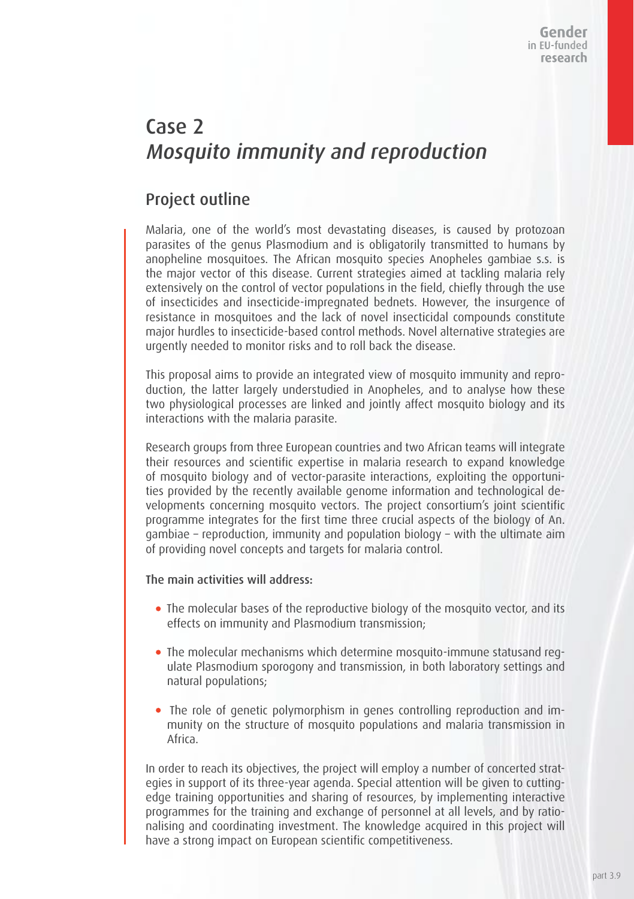# Case 2
# *Mosquito immunity and reproduction*

## Project outline

Malaria, one of the world's most devastating diseases, is caused by protozoan parasites of the genus Plasmodium and is obligatorily transmitted to humans by anopheline mosquitoes. The African mosquito species Anopheles gambiae s.s. is the major vector of this disease. Current strategies aimed at tackling malaria rely extensively on the control of vector populations in the field, chiefly through the use of insecticides and insecticide-impregnated bednets. However, the insurgence of resistance in mosquitoes and the lack of novel insecticidal compounds constitute major hurdles to insecticide-based control methods. Novel alternative strategies are urgently needed to monitor risks and to roll back the disease.

This proposal aims to provide an integrated view of mosquito immunity and reproduction, the latter largely understudied in Anopheles, and to analyse how these two physiological processes are linked and jointly affect mosquito biology and its interactions with the malaria parasite.

Research groups from three European countries and two African teams will integrate their resources and scientific expertise in malaria research to expand knowledge of mosquito biology and of vector-parasite interactions, exploiting the opportunities provided by the recently available genome information and technological developments concerning mosquito vectors. The project consortium's joint scientific programme integrates for the first time three crucial aspects of the biology of An. gambiae – reproduction, immunity and population biology – with the ultimate aim of providing novel concepts and targets for malaria control.

**The main activities will address:**

- The molecular bases of the reproductive biology of the mosquito vector, and its effects on immunity and Plasmodium transmission;
- The molecular mechanisms which determine mosquito-immune statusand regulate Plasmodium sporogony and transmission, in both laboratory settings and natural populations;
- The role of genetic polymorphism in genes controlling reproduction and immunity on the structure of mosquito populations and malaria transmission in Africa.

In order to reach its objectives, the project will employ a number of concerted strategies in support of its three-year agenda. Special attention will be given to cutting-edge training opportunities and sharing of resources, by implementing interactive programmes for the training and exchange of personnel at all levels, and by rationalising and coordinating investment. The knowledge acquired in this project will have a strong impact on European scientific competitiveness.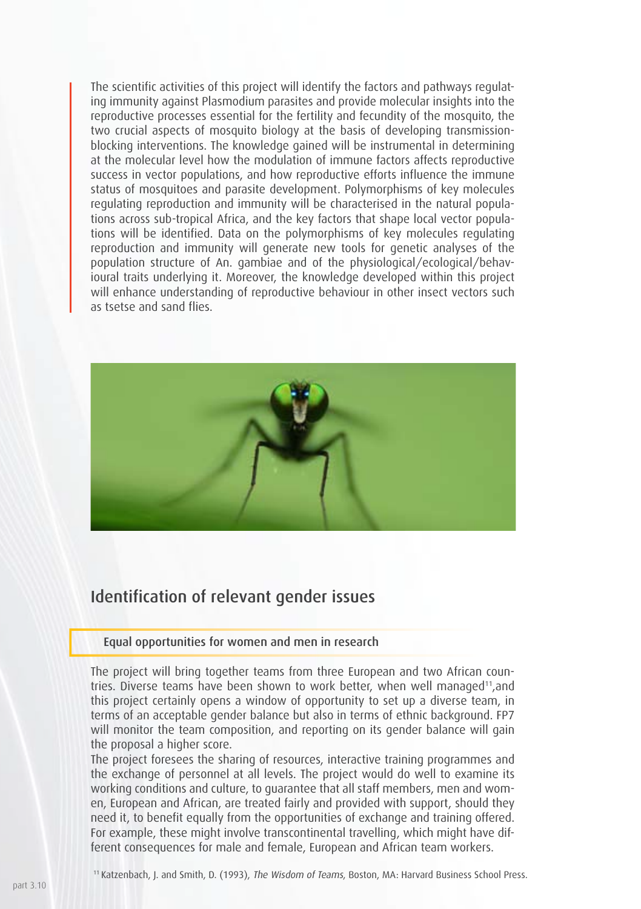The scientific activities of this project will identify the factors and pathways regulating immunity against Plasmodium parasites and provide molecular insights into the reproductive processes essential for the fertility and fecundity of the mosquito, the two crucial aspects of mosquito biology at the basis of developing transmission-blocking interventions. The knowledge gained will be instrumental in determining at the molecular level how the modulation of immune factors affects reproductive success in vector populations, and how reproductive efforts influence the immune status of mosquitoes and parasite development. Polymorphisms of key molecules regulating reproduction and immunity will be characterised in the natural populations across sub-tropical Africa, and the key factors that shape local vector populations will be identified. Data on the polymorphisms of key molecules regulating reproduction and immunity will generate new tools for genetic analyses of the population structure of An. gambiae and of the physiological/ecological/behavioural traits underlying it. Moreover, the knowledge developed within this project will enhance understanding of reproductive behaviour in other insect vectors such as tsetse and sand flies.

## Identification of relevant gender issues

### Equal opportunities for women and men in research

The project will bring together teams from three European and two African countries. Diverse teams have been shown to work better, when well managed[11],and this project certainly opens a window of opportunity to set up a diverse team, in terms of an acceptable gender balance but also in terms of ethnic background. FP7 will monitor the team composition, and reporting on its gender balance will gain the proposal a higher score.

The project foresees the sharing of resources, interactive training programmes and the exchange of personnel at all levels. The project would do well to examine its working conditions and culture, to guarantee that all staff members, men and women, European and African, are treated fairly and provided with support, should they need it, to benefit equally from the opportunities of exchange and training offered. For example, these might involve transcontinental travelling, which might have different consequences for male and female, European and African team workers.

[11] Katzenbach, J. and Smith, D. (1993), *The Wisdom of Teams*, Boston, MA: Harvard Business School Press.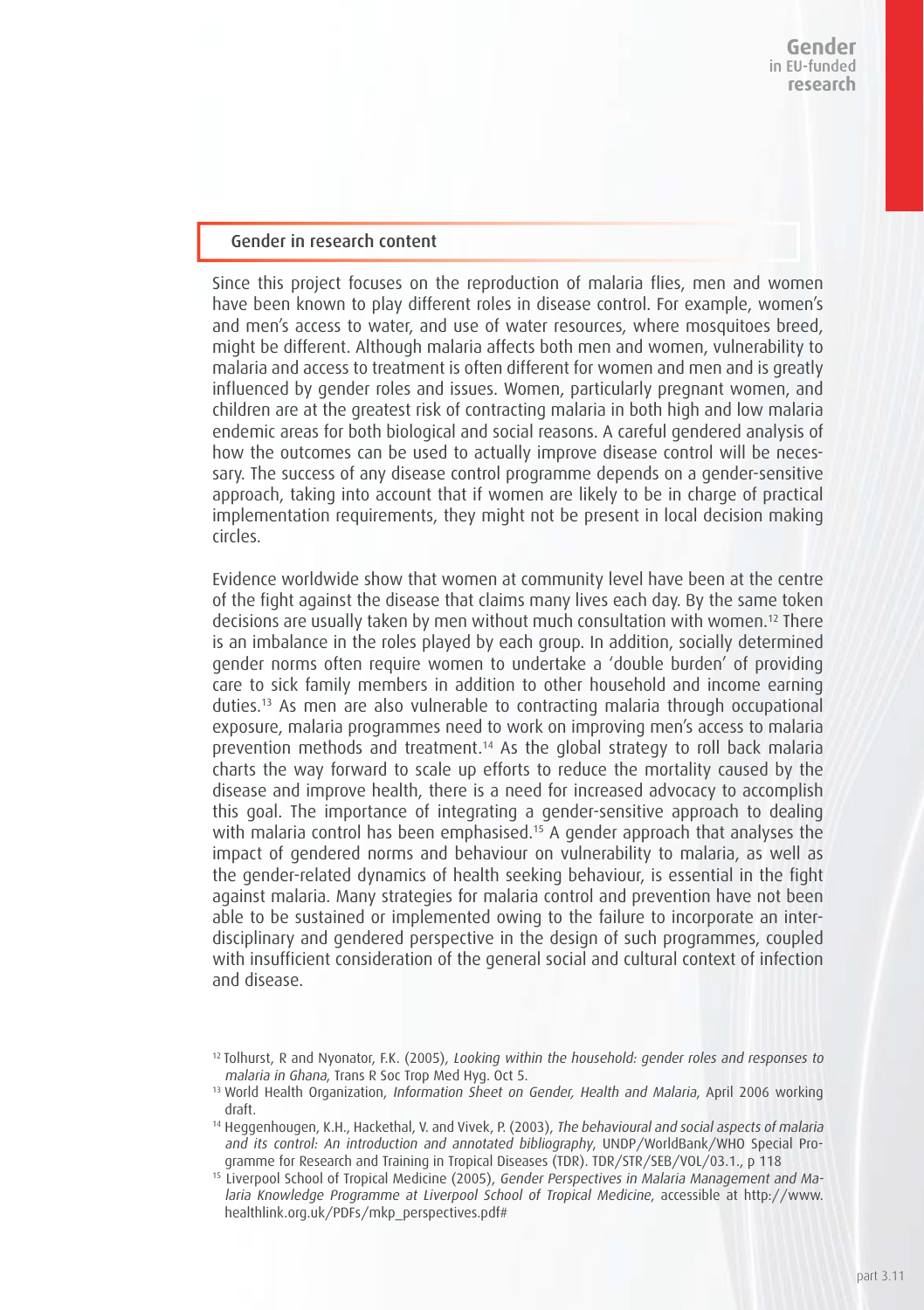## Gender in research content

Since this project focuses on the reproduction of malaria flies, men and women have been known to play different roles in disease control. For example, women's and men's access to water, and use of water resources, where mosquitoes breed, might be different. Although malaria affects both men and women, vulnerability to malaria and access to treatment is often different for women and men and is greatly influenced by gender roles and issues. Women, particularly pregnant women, and children are at the greatest risk of contracting malaria in both high and low malaria endemic areas for both biological and social reasons. A careful gendered analysis of how the outcomes can be used to actually improve disease control will be necessary. The success of any disease control programme depends on a gender-sensitive approach, taking into account that if women are likely to be in charge of practical implementation requirements, they might not be present in local decision making circles.

Evidence worldwide show that women at community level have been at the centre of the fight against the disease that claims many lives each day. By the same token decisions are usually taken by men without much consultation with women.[12] There is an imbalance in the roles played by each group. In addition, socially determined gender norms often require women to undertake a 'double burden' of providing care to sick family members in addition to other household and income earning duties.[13] As men are also vulnerable to contracting malaria through occupational exposure, malaria programmes need to work on improving men's access to malaria prevention methods and treatment.[14] As the global strategy to roll back malaria charts the way forward to scale up efforts to reduce the mortality caused by the disease and improve health, there is a need for increased advocacy to accomplish this goal. The importance of integrating a gender-sensitive approach to dealing with malaria control has been emphasised.[15] A gender approach that analyses the impact of gendered norms and behaviour on vulnerability to malaria, as well as the gender-related dynamics of health seeking behaviour, is essential in the fight against malaria. Many strategies for malaria control and prevention have not been able to be sustained or implemented owing to the failure to incorporate an interdisciplinary and gendered perspective in the design of such programmes, coupled with insufficient consideration of the general social and cultural context of infection and disease.

[12] Tolhurst, R and Nyonator, F.K. (2005), *Looking within the household: gender roles and responses to malaria in Ghana*, Trans R Soc Trop Med Hyg. Oct 5.

[13] World Health Organization, *Information Sheet on Gender, Health and Malaria*, April 2006 working draft.

[14] Heggenhougen, K.H., Hackethal, V. and Vivek, P. (2003), *The behavioural and social aspects of malaria and its control: An introduction and annotated bibliography*, UNDP/WorldBank/WHO Special Programme for Research and Training in Tropical Diseases (TDR). TDR/STR/SEB/VOL/03.1., p 118

[15] Liverpool School of Tropical Medicine (2005), *Gender Perspectives in Malaria Management and Malaria Knowledge Programme at Liverpool School of Tropical Medicine*, accessible at http://www.healthlink.org.uk/PDFs/mkp_perspectives.pdf#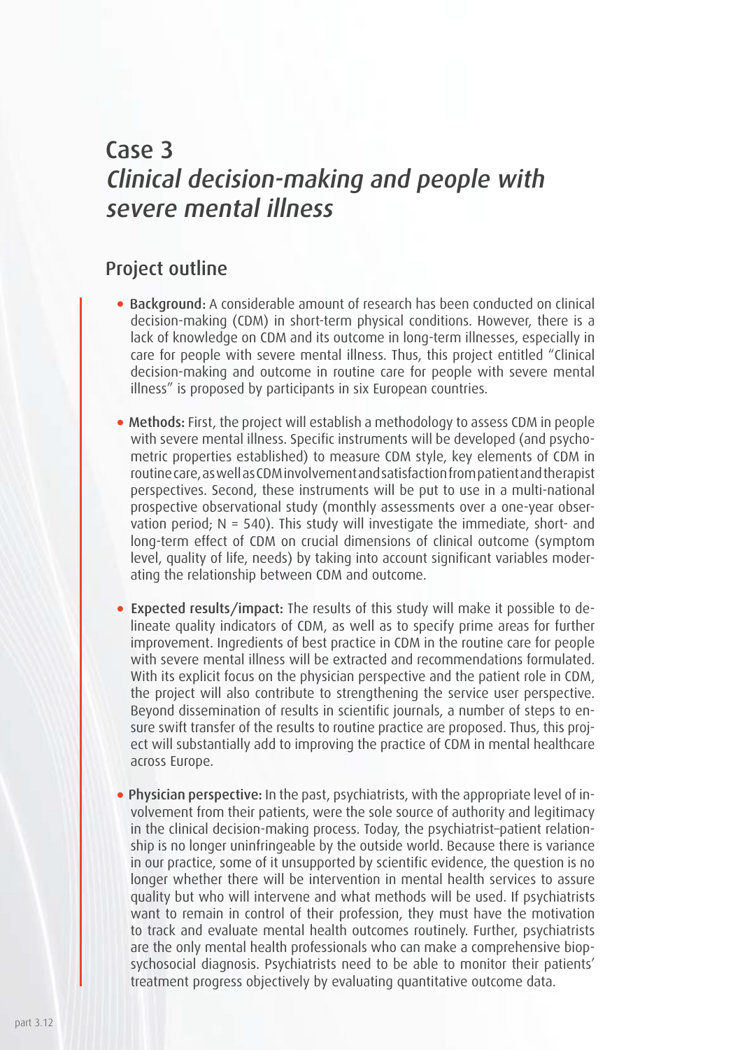# Case 3
# *Clinical decision-making and people with severe mental illness*

## Project outline

- **Background:** A considerable amount of research has been conducted on clinical decision-making (CDM) in short-term physical conditions. However, there is a lack of knowledge on CDM and its outcome in long-term illnesses, especially in care for people with severe mental illness. Thus, this project entitled "Clinical decision-making and outcome in routine care for people with severe mental illness" is proposed by participants in six European countries.

- **Methods:** First, the project will establish a methodology to assess CDM in people with severe mental illness. Specific instruments will be developed (and psychometric properties established) to measure CDM style, key elements of CDM in routine care, as well as CDM involvement and satisfaction from patient and therapist perspectives. Second, these instruments will be put to use in a multi-national prospective observational study (monthly assessments over a one-year observation period; N = 540). This study will investigate the immediate, short- and long-term effect of CDM on crucial dimensions of clinical outcome (symptom level, quality of life, needs) by taking into account significant variables moderating the relationship between CDM and outcome.

- **Expected results/impact:** The results of this study will make it possible to delineate quality indicators of CDM, as well as to specify prime areas for further improvement. Ingredients of best practice in CDM in the routine care for people with severe mental illness will be extracted and recommendations formulated. With its explicit focus on the physician perspective and the patient role in CDM, the project will also contribute to strengthening the service user perspective. Beyond dissemination of results in scientific journals, a number of steps to ensure swift transfer of the results to routine practice are proposed. Thus, this project will substantially add to improving the practice of CDM in mental healthcare across Europe.

- **Physician perspective:** In the past, psychiatrists, with the appropriate level of involvement from their patients, were the sole source of authority and legitimacy in the clinical decision-making process. Today, the psychiatrist–patient relationship is no longer uninfringeable by the outside world. Because there is variance in our practice, some of it unsupported by scientific evidence, the question is no longer whether there will be intervention in mental health services to assure quality but who will intervene and what methods will be used. If psychiatrists want to remain in control of their profession, they must have the motivation to track and evaluate mental health outcomes routinely. Further, psychiatrists are the only mental health professionals who can make a comprehensive biopsychosocial diagnosis. Psychiatrists need to be able to monitor their patients' treatment progress objectively by evaluating quantitative outcome data.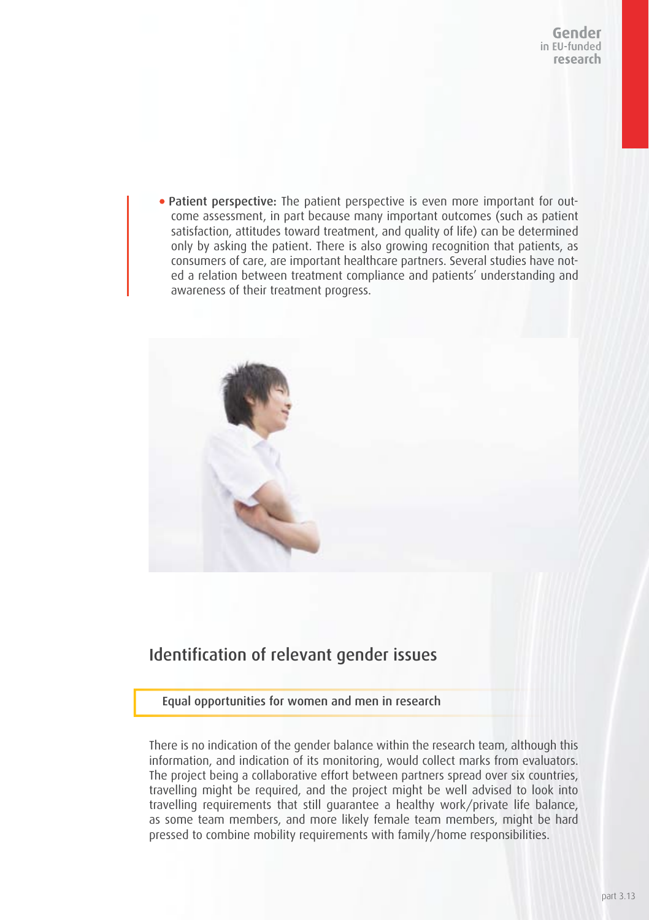- **Patient perspective:** The patient perspective is even more important for outcome assessment, in part because many important outcomes (such as patient satisfaction, attitudes toward treatment, and quality of life) can be determined only by asking the patient. There is also growing recognition that patients, as consumers of care, are important healthcare partners. Several studies have noted a relation between treatment compliance and patients' understanding and awareness of their treatment progress.

## Identification of relevant gender issues

### Equal opportunities for women and men in research

There is no indication of the gender balance within the research team, although this information, and indication of its monitoring, would collect marks from evaluators. The project being a collaborative effort between partners spread over six countries, travelling might be required, and the project might be well advised to look into travelling requirements that still guarantee a healthy work/private life balance, as some team members, and more likely female team members, might be hard pressed to combine mobility requirements with family/home responsibilities.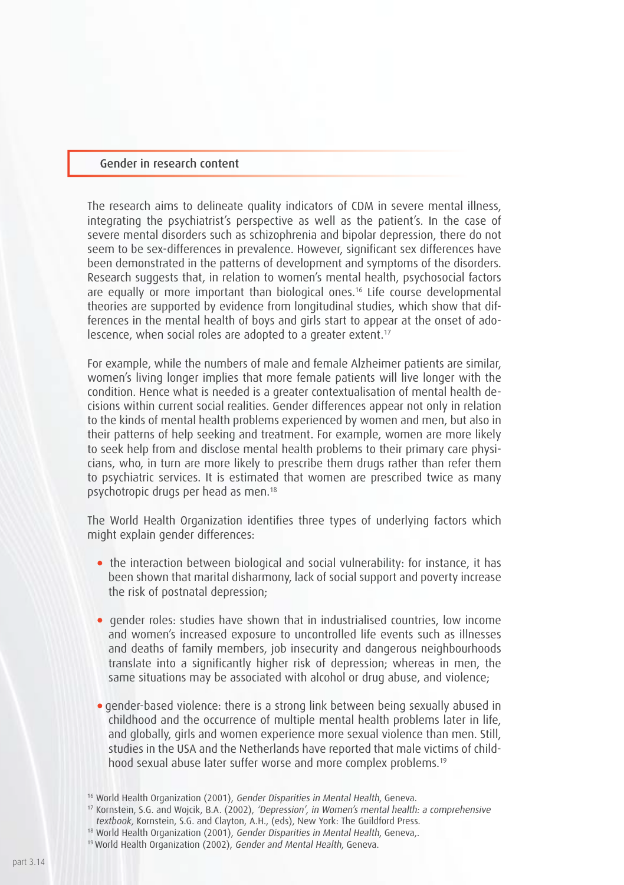## Gender in research content

The research aims to delineate quality indicators of CDM in severe mental illness, integrating the psychiatrist's perspective as well as the patient's. In the case of severe mental disorders such as schizophrenia and bipolar depression, there do not seem to be sex-differences in prevalence. However, significant sex differences have been demonstrated in the patterns of development and symptoms of the disorders. Research suggests that, in relation to women's mental health, psychosocial factors are equally or more important than biological ones.[16] Life course developmental theories are supported by evidence from longitudinal studies, which show that differences in the mental health of boys and girls start to appear at the onset of adolescence, when social roles are adopted to a greater extent.[17]

For example, while the numbers of male and female Alzheimer patients are similar, women's living longer implies that more female patients will live longer with the condition. Hence what is needed is a greater contextualisation of mental health decisions within current social realities. Gender differences appear not only in relation to the kinds of mental health problems experienced by women and men, but also in their patterns of help seeking and treatment. For example, women are more likely to seek help from and disclose mental health problems to their primary care physicians, who, in turn are more likely to prescribe them drugs rather than refer them to psychiatric services. It is estimated that women are prescribed twice as many psychotropic drugs per head as men.[18]

The World Health Organization identifies three types of underlying factors which might explain gender differences:

- the interaction between biological and social vulnerability: for instance, it has been shown that marital disharmony, lack of social support and poverty increase the risk of postnatal depression;
- gender roles: studies have shown that in industrialised countries, low income and women's increased exposure to uncontrolled life events such as illnesses and deaths of family members, job insecurity and dangerous neighbourhoods translate into a significantly higher risk of depression; whereas in men, the same situations may be associated with alcohol or drug abuse, and violence;
- gender-based violence: there is a strong link between being sexually abused in childhood and the occurrence of multiple mental health problems later in life, and globally, girls and women experience more sexual violence than men. Still, studies in the USA and the Netherlands have reported that male victims of childhood sexual abuse later suffer worse and more complex problems.[19]

[16] World Health Organization (2001), *Gender Disparities in Mental Health*, Geneva.

[17] Kornstein, S.G. and Wojcik, B.A. (2002), *'Depression', in Women's mental health: a comprehensive textbook*, Kornstein, S.G. and Clayton, A.H., (eds), New York: The Guildford Press.

[18] World Health Organization (2001), *Gender Disparities in Mental Health*, Geneva,.

[19] World Health Organization (2002), *Gender and Mental Health*, Geneva.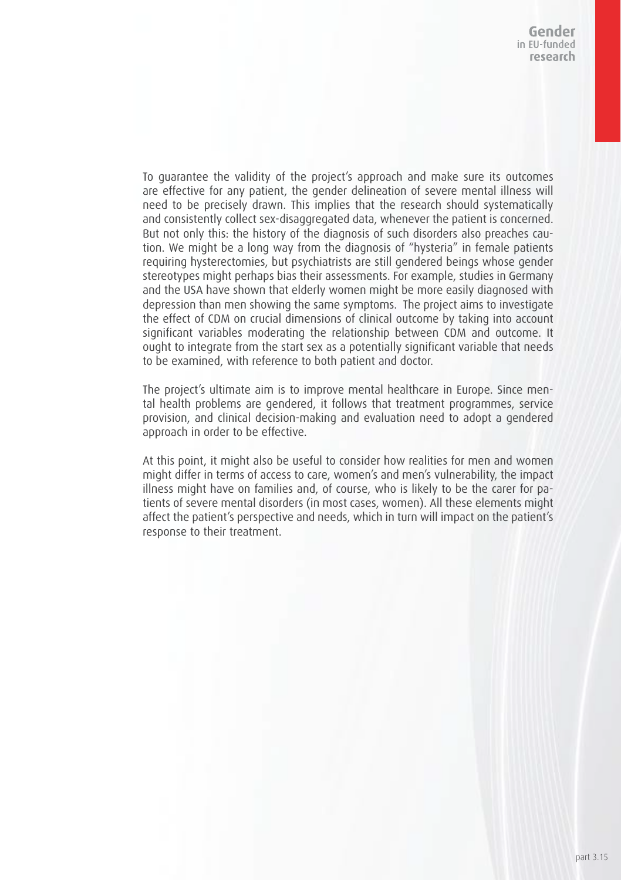To guarantee the validity of the project's approach and make sure its outcomes are effective for any patient, the gender delineation of severe mental illness will need to be precisely drawn. This implies that the research should systematically and consistently collect sex-disaggregated data, whenever the patient is concerned. But not only this: the history of the diagnosis of such disorders also preaches caution. We might be a long way from the diagnosis of "hysteria" in female patients requiring hysterectomies, but psychiatrists are still gendered beings whose gender stereotypes might perhaps bias their assessments. For example, studies in Germany and the USA have shown that elderly women might be more easily diagnosed with depression than men showing the same symptoms. The project aims to investigate the effect of CDM on crucial dimensions of clinical outcome by taking into account significant variables moderating the relationship between CDM and outcome. It ought to integrate from the start sex as a potentially significant variable that needs to be examined, with reference to both patient and doctor.

The project's ultimate aim is to improve mental healthcare in Europe. Since mental health problems are gendered, it follows that treatment programmes, service provision, and clinical decision-making and evaluation need to adopt a gendered approach in order to be effective.

At this point, it might also be useful to consider how realities for men and women might differ in terms of access to care, women's and men's vulnerability, the impact illness might have on families and, of course, who is likely to be the carer for patients of severe mental disorders (in most cases, women). All these elements might affect the patient's perspective and needs, which in turn will impact on the patient's response to their treatment.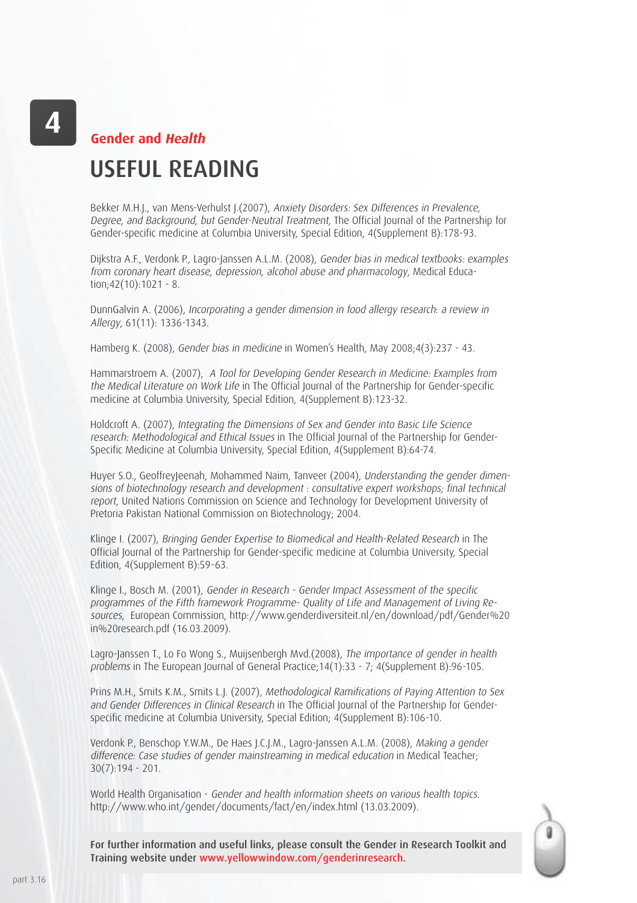# 4

## Gender and *Health*

# USEFUL READING

Bekker M.H.J., van Mens-Verhulst J.(2007), *Anxiety Disorders: Sex Differences in Prevalence, Degree, and Background, but Gender-Neutral Treatment*, The Official Journal of the Partnership for Gender-specific medicine at Columbia University, Special Edition, 4(Supplement B):178-93.

Dijkstra A.F., Verdonk P., Lagro-Janssen A.L.M. (2008), *Gender bias in medical textbooks: examples from coronary heart disease, depression, alcohol abuse and pharmacology*, Medical Education;42(10):1021 - 8.

DunnGalvin A. (2006), *Incorporating a gender dimension in food allergy research: a review in Allergy*, 61(11): 1336-1343.

Hamberg K. (2008), *Gender bias in medicine* in Women's Health, May 2008;4(3):237 - 43.

Hammarstroem A. (2007), *A Tool for Developing Gender Research in Medicine: Examples from the Medical Literature on Work Life* in The Official Journal of the Partnership for Gender-specific medicine at Columbia University, Special Edition, 4(Supplement B):123-32.

Holdcroft A. (2007), *Integrating the Dimensions of Sex and Gender into Basic Life Science research: Methodological and Ethical Issues* in The Official Journal of the Partnership for Gender-Specific Medicine at Columbia University, Special Edition, 4(Supplement B):64-74.

Huyer S.O., GeoffreyJeenah, Mohammed Naim, Tanveer (2004), *Understanding the gender dimensions of biotechnology research and development : consultative expert workshops; final technical report*, United Nations Commission on Science and Technology for Development University of Pretoria Pakistan National Commission on Biotechnology; 2004.

Klinge I. (2007), *Bringing Gender Expertise to Biomedical and Health-Related Research* in The Official Journal of the Partnership for Gender-specific medicine at Columbia University, Special Edition, 4(Supplement B):59-63.

Klinge I., Bosch M. (2001), *Gender in Research - Gender Impact Assessment of the specific programmes of the Fifth framework Programme- Quality of Life and Management of Living Resources*, European Commission, http://www.genderdiversiteit.nl/en/download/pdf/Gender%20in%20research.pdf (16.03.2009).

Lagro-Janssen T., Lo Fo Wong S., Muijsenbergh Mvd.(2008), *The importance of gender in health problems* in The European Journal of General Practice;14(1):33 - 7; 4(Supplement B):96-105.

Prins M.H., Smits K.M., Smits L.J. (2007), *Methodological Ramifications of Paying Attention to Sex and Gender Differences in Clinical Research* in The Official Journal of the Partnership for Gender-specific medicine at Columbia University, Special Edition; 4(Supplement B):106-10.

Verdonk P., Benschop Y.W.M., De Haes J.C.J.M., Lagro-Janssen A.L.M. (2008), *Making a gender difference: Case studies of gender mainstreaming in medical education* in Medical Teacher; 30(7):194 - 201.

World Health Organisation - *Gender and health information sheets on various health topics.* http://www.who.int/gender/documents/fact/en/index.html (13.03.2009).

**For further information and useful links, please consult the Gender in Research Toolkit and Training website under www.yellowwindow.com/genderinresearch.**